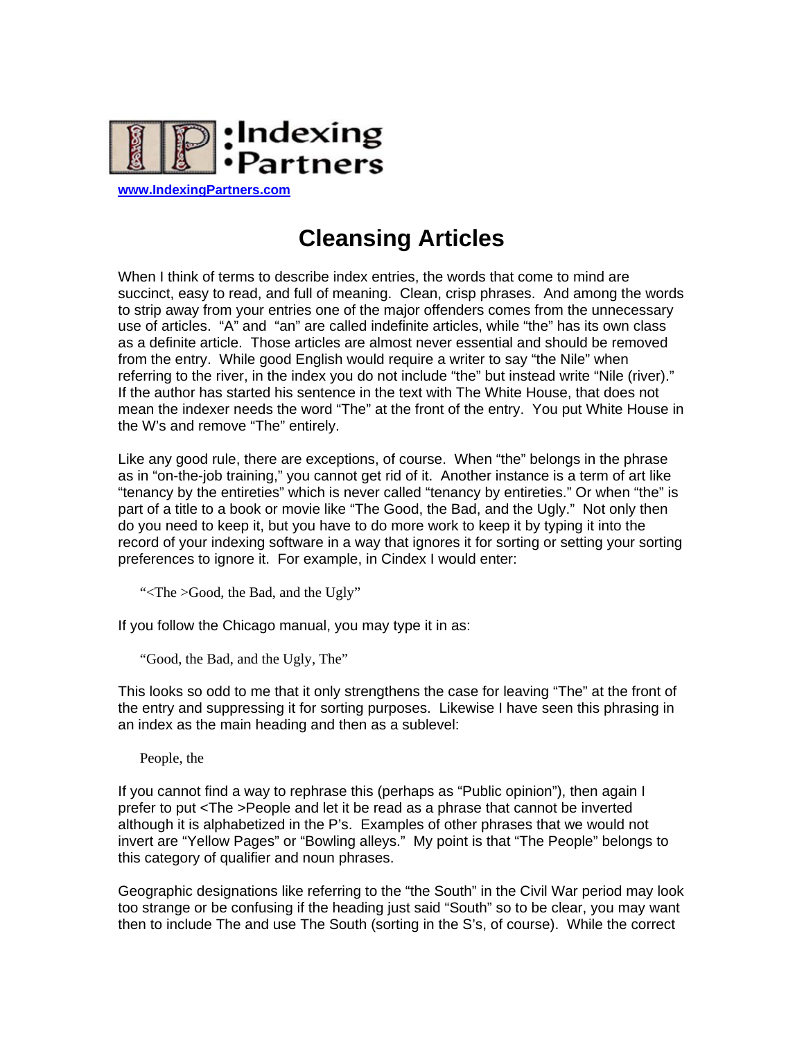:Indexing
•Partners

www.IndexingPartners.com

# Cleansing Articles

When I think of terms to describe index entries, the words that come to mind are succinct, easy to read, and full of meaning. Clean, crisp phrases. And among the words to strip away from your entries one of the major offenders comes from the unnecessary use of articles. "A" and "an" are called indefinite articles, while "the" has its own class as a definite article. Those articles are almost never essential and should be removed from the entry. While good English would require a writer to say "the Nile" when referring to the river, in the index you do not include "the" but instead write "Nile (river)." If the author has started his sentence in the text with The White House, that does not mean the indexer needs the word "The" at the front of the entry. You put White House in the W's and remove "The" entirely.

Like any good rule, there are exceptions, of course. When "the" belongs in the phrase as in "on-the-job training," you cannot get rid of it. Another instance is a term of art like "tenancy by the entireties" which is never called "tenancy by entireties." Or when "the" is part of a title to a book or movie like "The Good, the Bad, and the Ugly." Not only then do you need to keep it, but you have to do more work to keep it by typing it into the record of your indexing software in a way that ignores it for sorting or setting your sorting preferences to ignore it. For example, in Cindex I would enter:

> "<The >Good, the Bad, and the Ugly"

If you follow the Chicago manual, you may type it in as:

> "Good, the Bad, and the Ugly, The"

This looks so odd to me that it only strengthens the case for leaving "The" at the front of the entry and suppressing it for sorting purposes. Likewise I have seen this phrasing in an index as the main heading and then as a sublevel:

> People, the

If you cannot find a way to rephrase this (perhaps as "Public opinion"), then again I prefer to put <The >People and let it be read as a phrase that cannot be inverted although it is alphabetized in the P's. Examples of other phrases that we would not invert are "Yellow Pages" or "Bowling alleys." My point is that "The People" belongs to this category of qualifier and noun phrases.

Geographic designations like referring to the "the South" in the Civil War period may look too strange or be confusing if the heading just said "South" so to be clear, you may want then to include The and use The South (sorting in the S's, of course). While the correct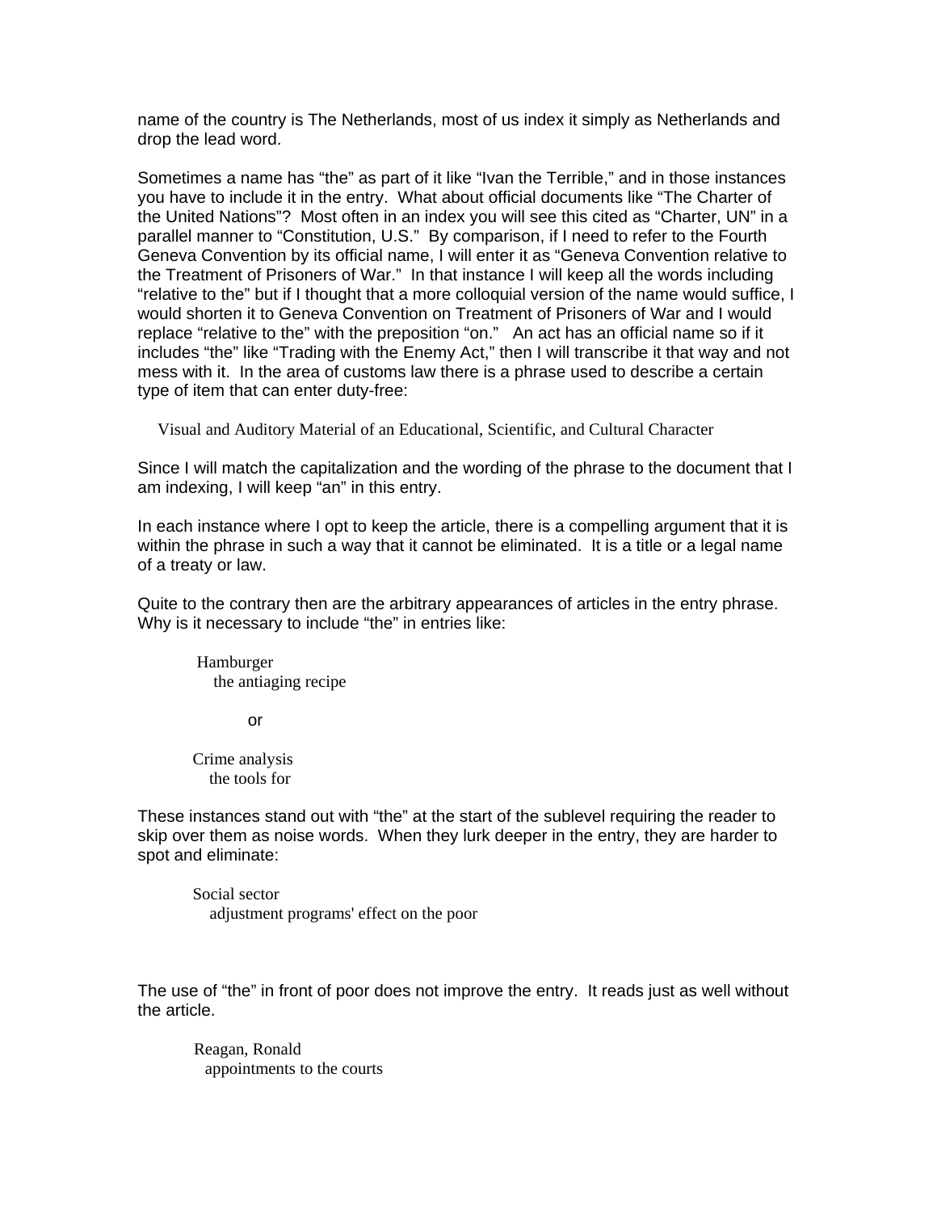name of the country is The Netherlands, most of us index it simply as Netherlands and drop the lead word.

Sometimes a name has "the" as part of it like "Ivan the Terrible," and in those instances you have to include it in the entry. What about official documents like "The Charter of the United Nations"? Most often in an index you will see this cited as "Charter, UN" in a parallel manner to "Constitution, U.S." By comparison, if I need to refer to the Fourth Geneva Convention by its official name, I will enter it as "Geneva Convention relative to the Treatment of Prisoners of War." In that instance I will keep all the words including "relative to the" but if I thought that a more colloquial version of the name would suffice, I would shorten it to Geneva Convention on Treatment of Prisoners of War and I would replace "relative to the" with the preposition "on." An act has an official name so if it includes "the" like "Trading with the Enemy Act," then I will transcribe it that way and not mess with it. In the area of customs law there is a phrase used to describe a certain type of item that can enter duty-free:

Visual and Auditory Material of an Educational, Scientific, and Cultural Character

Since I will match the capitalization and the wording of the phrase to the document that I am indexing, I will keep "an" in this entry.

In each instance where I opt to keep the article, there is a compelling argument that it is within the phrase in such a way that it cannot be eliminated. It is a title or a legal name of a treaty or law.

Quite to the contrary then are the arbitrary appearances of articles in the entry phrase. Why is it necessary to include "the" in entries like:

Hamburger
  the antiaging recipe

or

Crime analysis
  the tools for

These instances stand out with "the" at the start of the sublevel requiring the reader to skip over them as noise words. When they lurk deeper in the entry, they are harder to spot and eliminate:

Social sector
  adjustment programs' effect on the poor

The use of "the" in front of poor does not improve the entry. It reads just as well without the article.

Reagan, Ronald
  appointments to the courts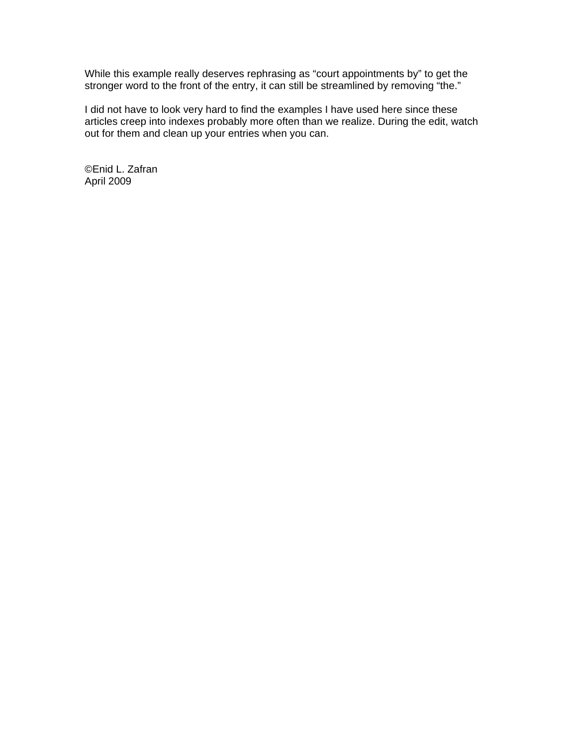While this example really deserves rephrasing as “court appointments by” to get the stronger word to the front of the entry, it can still be streamlined by removing “the.”

I did not have to look very hard to find the examples I have used here since these articles creep into indexes probably more often than we realize. During the edit, watch out for them and clean up your entries when you can.

©Enid L. Zafran  
April 2009